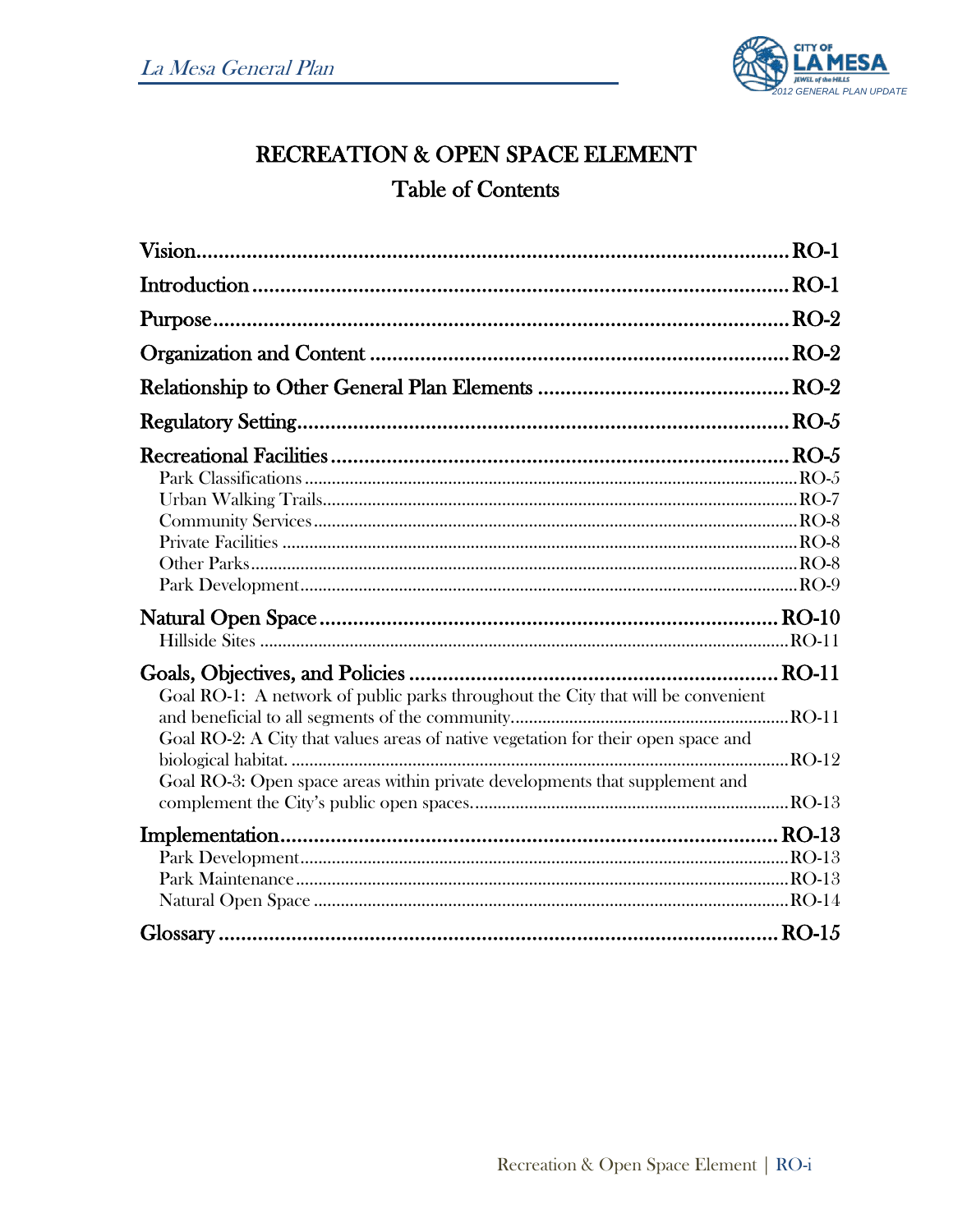# RECREATION & OPEN SPACE ELEMENT

## Table of Contents

**Vision** ............ RO-1

**Introduction** ............ RO-1

**Purpose** ............ RO-2

**Organization and Content** ............ RO-2

**Relationship to Other General Plan Elements** ............ RO-2

**Regulatory Setting** ............ RO-5

**Recreational Facilities** ............ RO-5
- Park Classifications ............ RO-5
- Urban Walking Trails ............ RO-7
- Community Services ............ RO-8
- Private Facilities ............ RO-8
- Other Parks ............ RO-8
- Park Development ............ RO-9

**Natural Open Space** ............ RO-10
- Hillside Sites ............ RO-11

**Goals, Objectives, and Policies** ............ RO-11
- Goal RO-1: A network of public parks throughout the City that will be convenient and beneficial to all segments of the community ............ RO-11
- Goal RO-2: A City that values areas of native vegetation for their open space and biological habitat. ............ RO-12
- Goal RO-3: Open space areas within private developments that supplement and complement the City's public open spaces. ............ RO-13

**Implementation** ............ RO-13
- Park Development ............ RO-13
- Park Maintenance ............ RO-13
- Natural Open Space ............ RO-14

**Glossary** ............ RO-15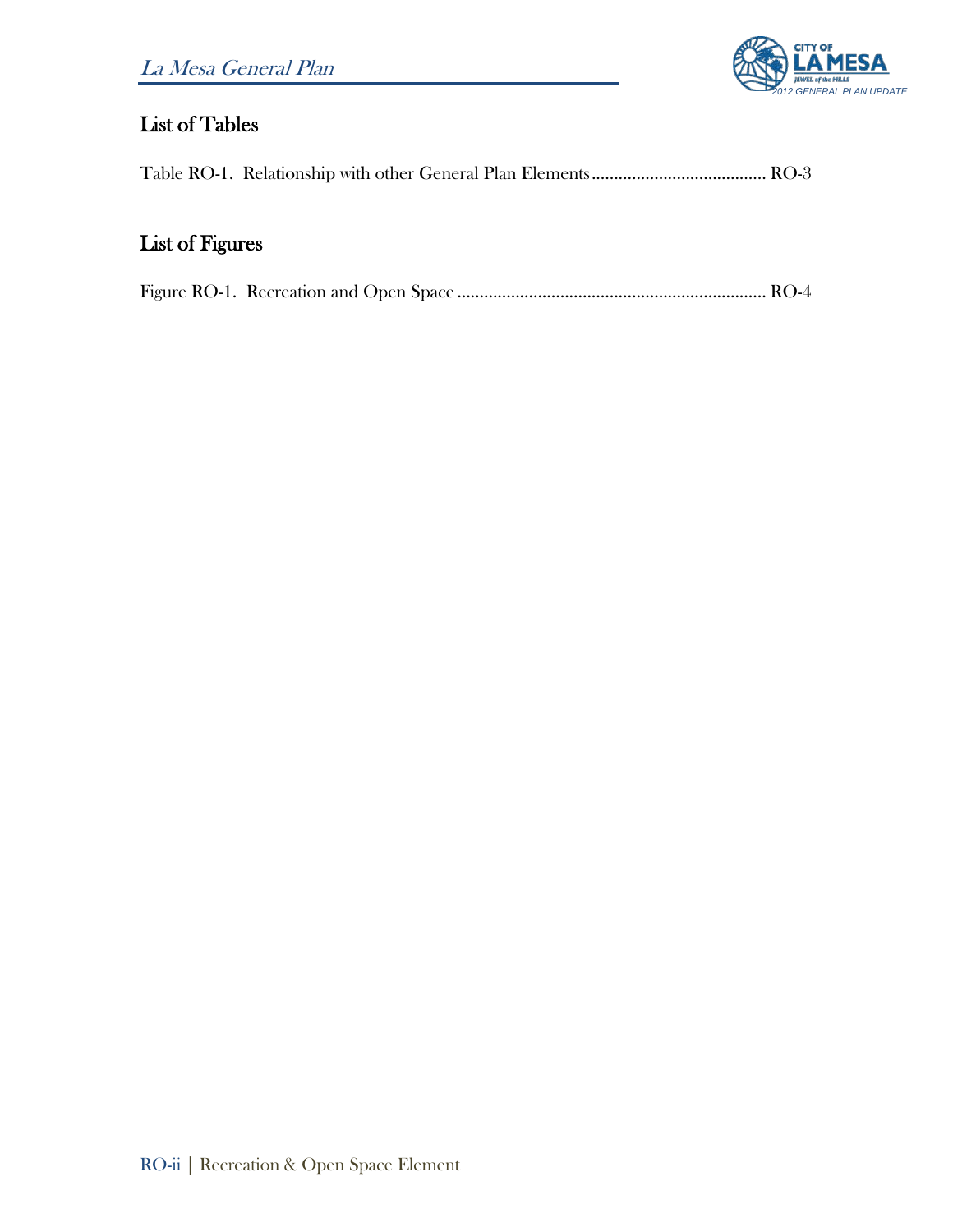## List of Tables

Table RO-1. Relationship with other General Plan Elements....................................... RO-3

## List of Figures

Figure RO-1. Recreation and Open Space ..................................................................... RO-4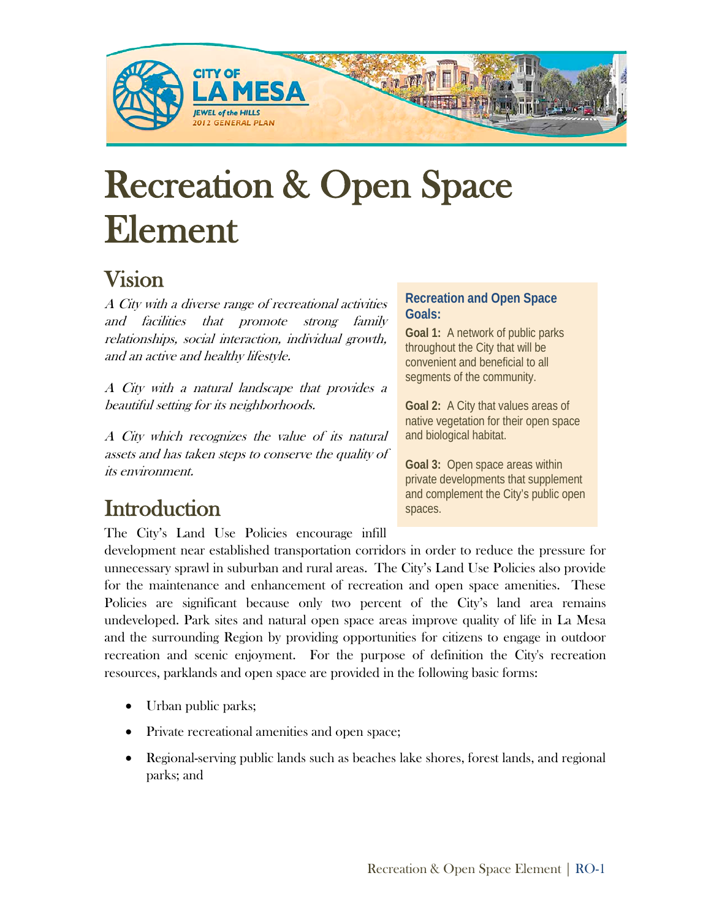# Recreation & Open Space Element

## Vision

*A City with a diverse range of recreational activities and facilities that promote strong family relationships, social interaction, individual growth, and an active and healthy lifestyle.*

*A City with a natural landscape that provides a beautiful setting for its neighborhoods.*

*A City which recognizes the value of its natural assets and has taken steps to conserve the quality of its environment.*

> **Recreation and Open Space Goals:**
>
> **Goal 1:** A network of public parks throughout the City that will be convenient and beneficial to all segments of the community.
>
> **Goal 2:** A City that values areas of native vegetation for their open space and biological habitat.
>
> **Goal 3:** Open space areas within private developments that supplement and complement the City's public open spaces.

## Introduction

The City's Land Use Policies encourage infill development near established transportation corridors in order to reduce the pressure for unnecessary sprawl in suburban and rural areas. The City's Land Use Policies also provide for the maintenance and enhancement of recreation and open space amenities. These Policies are significant because only two percent of the City's land area remains undeveloped. Park sites and natural open space areas improve quality of life in La Mesa and the surrounding Region by providing opportunities for citizens to engage in outdoor recreation and scenic enjoyment. For the purpose of definition the City's recreation resources, parklands and open space are provided in the following basic forms:

- Urban public parks;
- Private recreational amenities and open space;
- Regional-serving public lands such as beaches lake shores, forest lands, and regional parks; and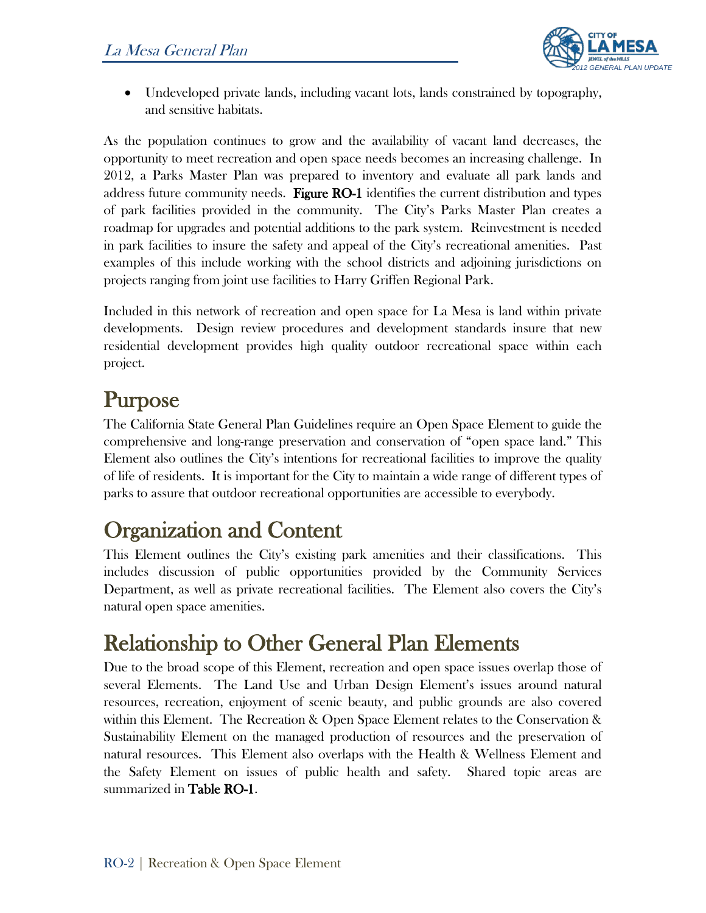- Undeveloped private lands, including vacant lots, lands constrained by topography, and sensitive habitats.

As the population continues to grow and the availability of vacant land decreases, the opportunity to meet recreation and open space needs becomes an increasing challenge. In 2012, a Parks Master Plan was prepared to inventory and evaluate all park lands and address future community needs. **Figure RO-1** identifies the current distribution and types of park facilities provided in the community. The City's Parks Master Plan creates a roadmap for upgrades and potential additions to the park system. Reinvestment is needed in park facilities to insure the safety and appeal of the City's recreational amenities. Past examples of this include working with the school districts and adjoining jurisdictions on projects ranging from joint use facilities to Harry Griffen Regional Park.

Included in this network of recreation and open space for La Mesa is land within private developments. Design review procedures and development standards insure that new residential development provides high quality outdoor recreational space within each project.

# Purpose

The California State General Plan Guidelines require an Open Space Element to guide the comprehensive and long-range preservation and conservation of "open space land." This Element also outlines the City's intentions for recreational facilities to improve the quality of life of residents. It is important for the City to maintain a wide range of different types of parks to assure that outdoor recreational opportunities are accessible to everybody.

# Organization and Content

This Element outlines the City's existing park amenities and their classifications. This includes discussion of public opportunities provided by the Community Services Department, as well as private recreational facilities. The Element also covers the City's natural open space amenities.

# Relationship to Other General Plan Elements

Due to the broad scope of this Element, recreation and open space issues overlap those of several Elements. The Land Use and Urban Design Element's issues around natural resources, recreation, enjoyment of scenic beauty, and public grounds are also covered within this Element. The Recreation & Open Space Element relates to the Conservation & Sustainability Element on the managed production of resources and the preservation of natural resources. This Element also overlaps with the Health & Wellness Element and the Safety Element on issues of public health and safety. Shared topic areas are summarized in **Table RO-1**.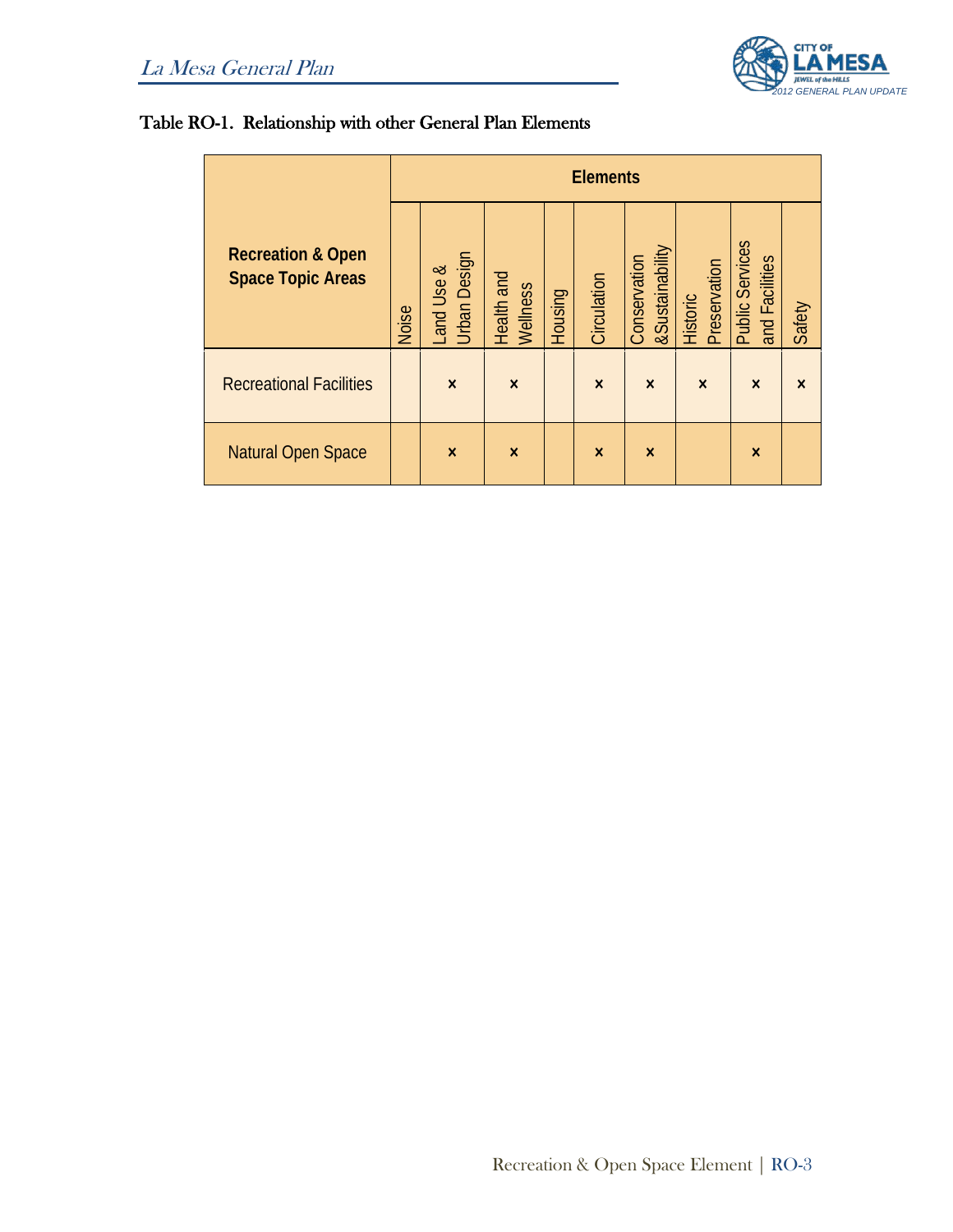Table RO-1. Relationship with other General Plan Elements

| Recreation & Open Space Topic Areas | Elements | | | | | | | | |
|---|---|---|---|---|---|---|---|---|---|
| | Noise | Land Use & Urban Design | Health and Wellness | Housing | Circulation | Conservation &Sustainability | Historic Preservation | Public Services and Facilities | Safety |
| Recreational Facilities | | × | × | | × | × | × | × | × |
| Natural Open Space | | × | × | | × | × | | × | |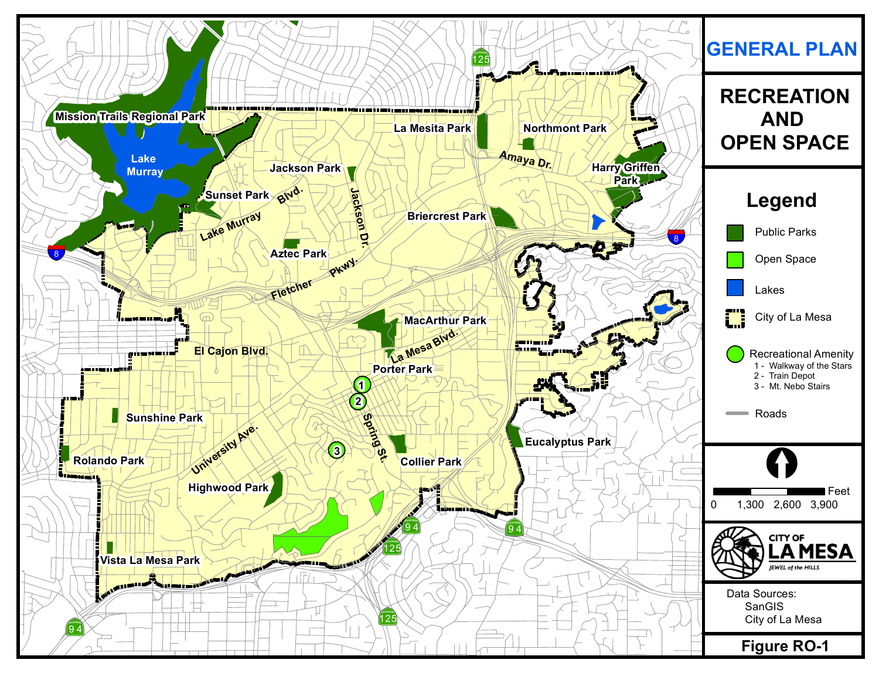# GENERAL PLAN

## RECREATION AND OPEN SPACE

### Legend

- Public Parks
- Open Space
- Lakes
- City of La Mesa
- Recreational Amenity
  - 1 - Walkway of the Stars
  - 2 - Train Depot
  - 3 - Mt. Nebo Stairs
- Roads

Feet
0 1,300 2,600 3,900

CITY OF LA MESA
JEWEL of the HILLS

Data Sources:
SanGIS
City of La Mesa

Mission Trails Regional Park
Lake Murray
Sunset Park
Lake Murray Blvd.
Jackson Park
Jackson Dr.
Aztec Park
La Mesita Park
Northmont Park
Amaya Dr.
Harry Griffen Park
Briercrest Park
Fletcher Pkwy.
MacArthur Park
La Mesa Blvd.
Porter Park
El Cajon Blvd.
Spring St.
Sunshine Park
University Ave.
Rolando Park
Highwood Park
Collier Park
Eucalyptus Park
Vista La Mesa Park

**Figure RO-1**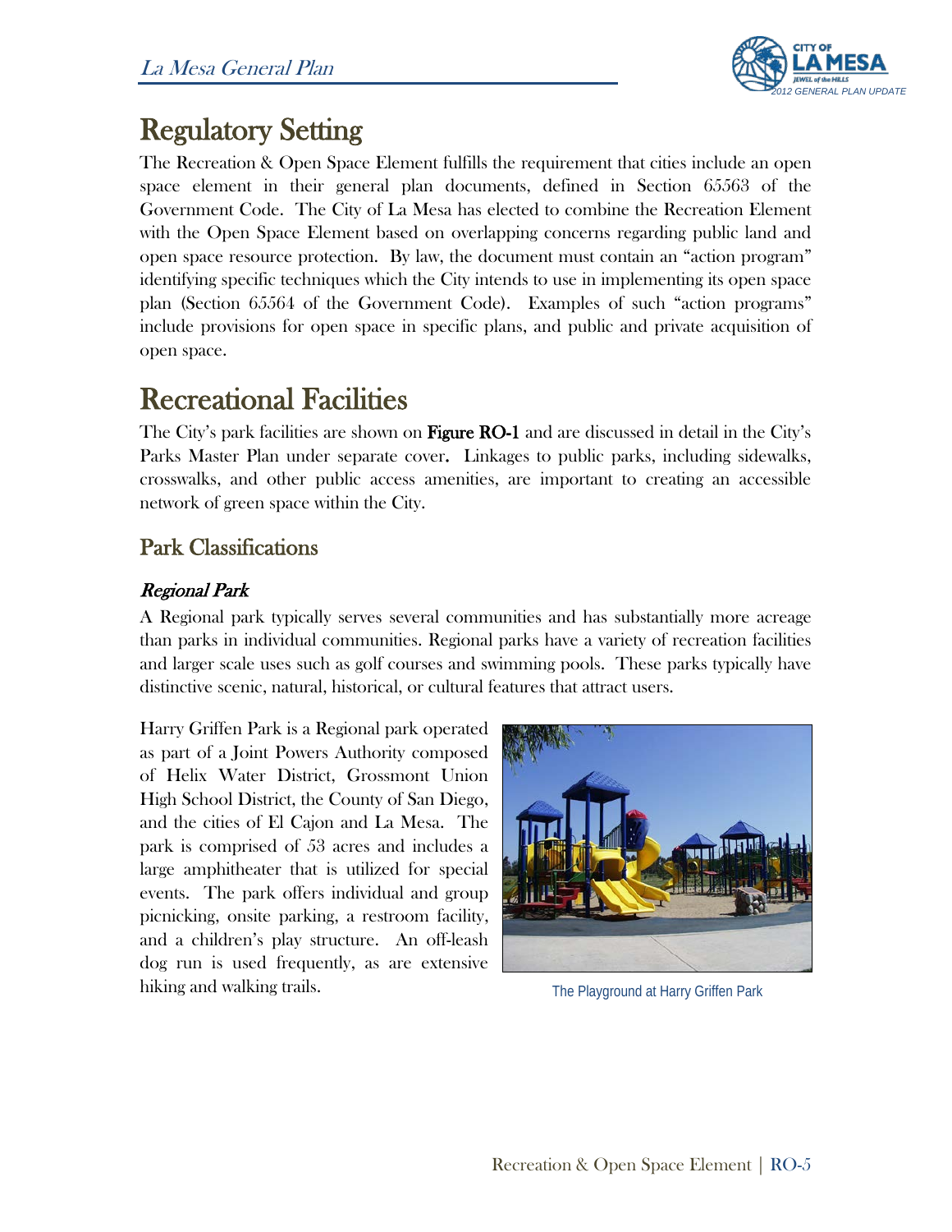# Regulatory Setting

The Recreation & Open Space Element fulfills the requirement that cities include an open space element in their general plan documents, defined in Section 65563 of the Government Code. The City of La Mesa has elected to combine the Recreation Element with the Open Space Element based on overlapping concerns regarding public land and open space resource protection. By law, the document must contain an "action program" identifying specific techniques which the City intends to use in implementing its open space plan (Section 65564 of the Government Code). Examples of such "action programs" include provisions for open space in specific plans, and public and private acquisition of open space.

# Recreational Facilities

The City's park facilities are shown on **Figure RO-1** and are discussed in detail in the City's Parks Master Plan under separate cover. Linkages to public parks, including sidewalks, crosswalks, and other public access amenities, are important to creating an accessible network of green space within the City.

## Park Classifications

### *Regional Park*

A Regional park typically serves several communities and has substantially more acreage than parks in individual communities. Regional parks have a variety of recreation facilities and larger scale uses such as golf courses and swimming pools. These parks typically have distinctive scenic, natural, historical, or cultural features that attract users.

Harry Griffen Park is a Regional park operated as part of a Joint Powers Authority composed of Helix Water District, Grossmont Union High School District, the County of San Diego, and the cities of El Cajon and La Mesa. The park is comprised of 53 acres and includes a large amphitheater that is utilized for special events. The park offers individual and group picnicking, onsite parking, a restroom facility, and a children's play structure. An off-leash dog run is used frequently, as are extensive hiking and walking trails.

The Playground at Harry Griffen Park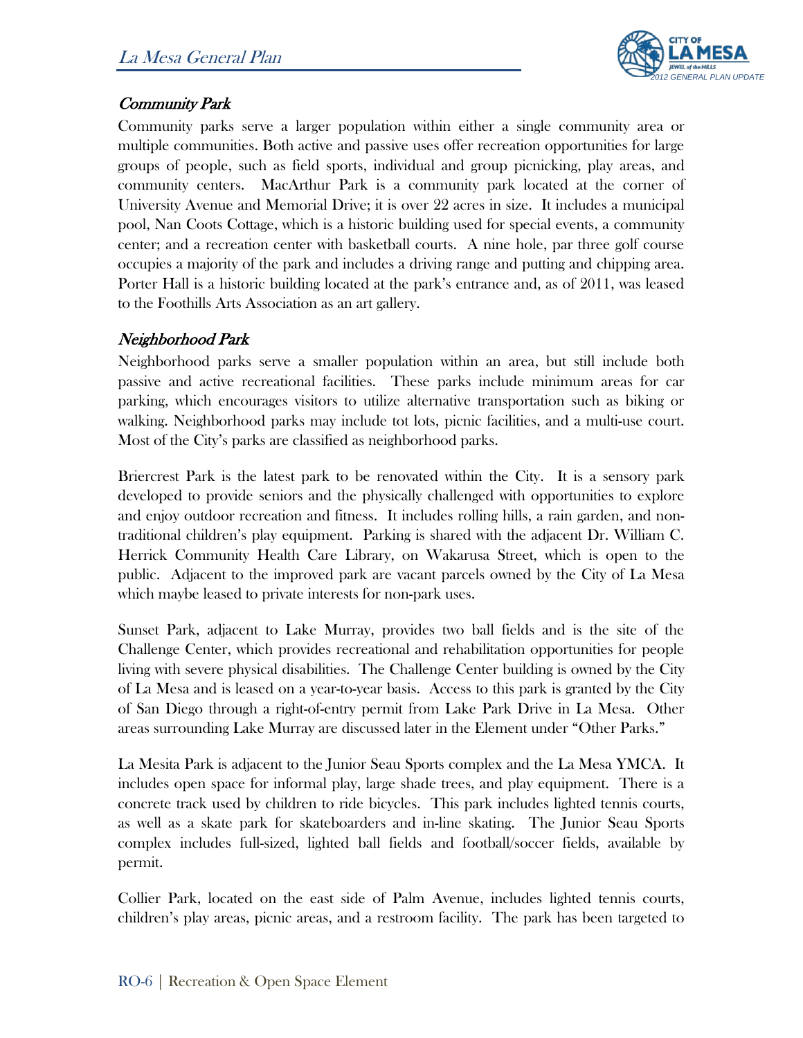### *Community Park*

Community parks serve a larger population within either a single community area or multiple communities. Both active and passive uses offer recreation opportunities for large groups of people, such as field sports, individual and group picnicking, play areas, and community centers. MacArthur Park is a community park located at the corner of University Avenue and Memorial Drive; it is over 22 acres in size. It includes a municipal pool, Nan Coots Cottage, which is a historic building used for special events, a community center; and a recreation center with basketball courts. A nine hole, par three golf course occupies a majority of the park and includes a driving range and putting and chipping area. Porter Hall is a historic building located at the park's entrance and, as of 2011, was leased to the Foothills Arts Association as an art gallery.

### *Neighborhood Park*

Neighborhood parks serve a smaller population within an area, but still include both passive and active recreational facilities. These parks include minimum areas for car parking, which encourages visitors to utilize alternative transportation such as biking or walking. Neighborhood parks may include tot lots, picnic facilities, and a multi-use court. Most of the City's parks are classified as neighborhood parks.

Briercrest Park is the latest park to be renovated within the City. It is a sensory park developed to provide seniors and the physically challenged with opportunities to explore and enjoy outdoor recreation and fitness. It includes rolling hills, a rain garden, and non-traditional children's play equipment. Parking is shared with the adjacent Dr. William C. Herrick Community Health Care Library, on Wakarusa Street, which is open to the public. Adjacent to the improved park are vacant parcels owned by the City of La Mesa which maybe leased to private interests for non-park uses.

Sunset Park, adjacent to Lake Murray, provides two ball fields and is the site of the Challenge Center, which provides recreational and rehabilitation opportunities for people living with severe physical disabilities. The Challenge Center building is owned by the City of La Mesa and is leased on a year-to-year basis. Access to this park is granted by the City of San Diego through a right-of-entry permit from Lake Park Drive in La Mesa. Other areas surrounding Lake Murray are discussed later in the Element under "Other Parks."

La Mesita Park is adjacent to the Junior Seau Sports complex and the La Mesa YMCA. It includes open space for informal play, large shade trees, and play equipment. There is a concrete track used by children to ride bicycles. This park includes lighted tennis courts, as well as a skate park for skateboarders and in-line skating. The Junior Seau Sports complex includes full-sized, lighted ball fields and football/soccer fields, available by permit.

Collier Park, located on the east side of Palm Avenue, includes lighted tennis courts, children's play areas, picnic areas, and a restroom facility. The park has been targeted to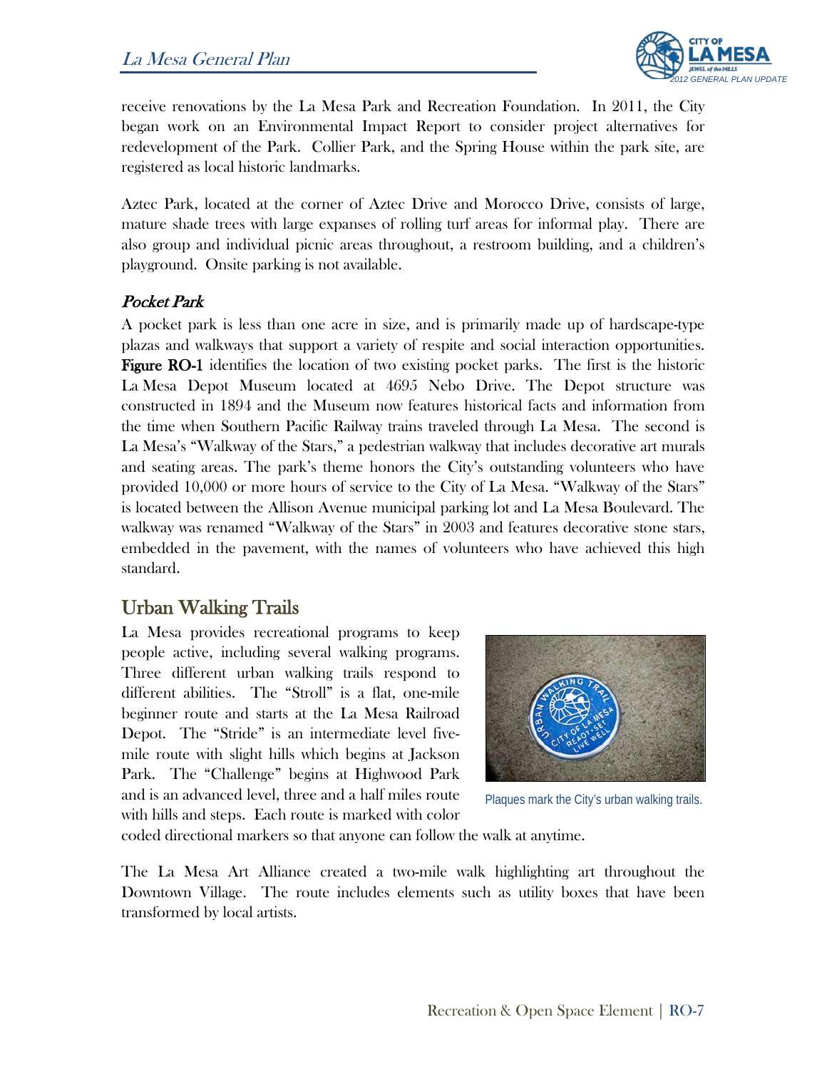receive renovations by the La Mesa Park and Recreation Foundation. In 2011, the City began work on an Environmental Impact Report to consider project alternatives for redevelopment of the Park. Collier Park, and the Spring House within the park site, are registered as local historic landmarks.

Aztec Park, located at the corner of Aztec Drive and Morocco Drive, consists of large, mature shade trees with large expanses of rolling turf areas for informal play. There are also group and individual picnic areas throughout, a restroom building, and a children's playground. Onsite parking is not available.

### *Pocket Park*

A pocket park is less than one acre in size, and is primarily made up of hardscape-type plazas and walkways that support a variety of respite and social interaction opportunities. **Figure RO-1** identifies the location of two existing pocket parks. The first is the historic La Mesa Depot Museum located at 4695 Nebo Drive. The Depot structure was constructed in 1894 and the Museum now features historical facts and information from the time when Southern Pacific Railway trains traveled through La Mesa. The second is La Mesa's "Walkway of the Stars," a pedestrian walkway that includes decorative art murals and seating areas. The park's theme honors the City's outstanding volunteers who have provided 10,000 or more hours of service to the City of La Mesa. "Walkway of the Stars" is located between the Allison Avenue municipal parking lot and La Mesa Boulevard. The walkway was renamed "Walkway of the Stars" in 2003 and features decorative stone stars, embedded in the pavement, with the names of volunteers who have achieved this high standard.

## Urban Walking Trails

La Mesa provides recreational programs to keep people active, including several walking programs. Three different urban walking trails respond to different abilities. The "Stroll" is a flat, one-mile beginner route and starts at the La Mesa Railroad Depot. The "Stride" is an intermediate level five-mile route with slight hills which begins at Jackson Park. The "Challenge" begins at Highwood Park and is an advanced level, three and a half miles route with hills and steps. Each route is marked with color coded directional markers so that anyone can follow the walk at anytime.

Plaques mark the City's urban walking trails.

The La Mesa Art Alliance created a two-mile walk highlighting art throughout the Downtown Village. The route includes elements such as utility boxes that have been transformed by local artists.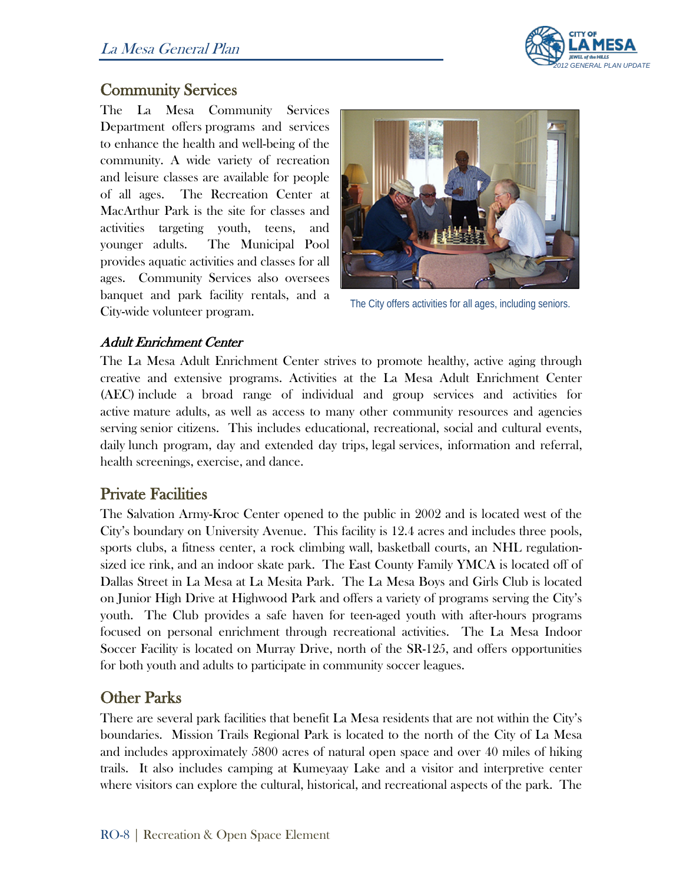## Community Services

The La Mesa Community Services Department offers programs and services to enhance the health and well-being of the community. A wide variety of recreation and leisure classes are available for people of all ages. The Recreation Center at MacArthur Park is the site for classes and activities targeting youth, teens, and younger adults. The Municipal Pool provides aquatic activities and classes for all ages. Community Services also oversees banquet and park facility rentals, and a City-wide volunteer program.

The City offers activities for all ages, including seniors.

### *Adult Enrichment Center*

The La Mesa Adult Enrichment Center strives to promote healthy, active aging through creative and extensive programs. Activities at the La Mesa Adult Enrichment Center (AEC) include a broad range of individual and group services and activities for active mature adults, as well as access to many other community resources and agencies serving senior citizens. This includes educational, recreational, social and cultural events, daily lunch program, day and extended day trips, legal services, information and referral, health screenings, exercise, and dance.

## Private Facilities

The Salvation Army-Kroc Center opened to the public in 2002 and is located west of the City's boundary on University Avenue. This facility is 12.4 acres and includes three pools, sports clubs, a fitness center, a rock climbing wall, basketball courts, an NHL regulation-sized ice rink, and an indoor skate park. The East County Family YMCA is located off of Dallas Street in La Mesa at La Mesita Park. The La Mesa Boys and Girls Club is located on Junior High Drive at Highwood Park and offers a variety of programs serving the City's youth. The Club provides a safe haven for teen-aged youth with after-hours programs focused on personal enrichment through recreational activities. The La Mesa Indoor Soccer Facility is located on Murray Drive, north of the SR-125, and offers opportunities for both youth and adults to participate in community soccer leagues.

## Other Parks

There are several park facilities that benefit La Mesa residents that are not within the City's boundaries. Mission Trails Regional Park is located to the north of the City of La Mesa and includes approximately 5800 acres of natural open space and over 40 miles of hiking trails. It also includes camping at Kumeyaay Lake and a visitor and interpretive center where visitors can explore the cultural, historical, and recreational aspects of the park. The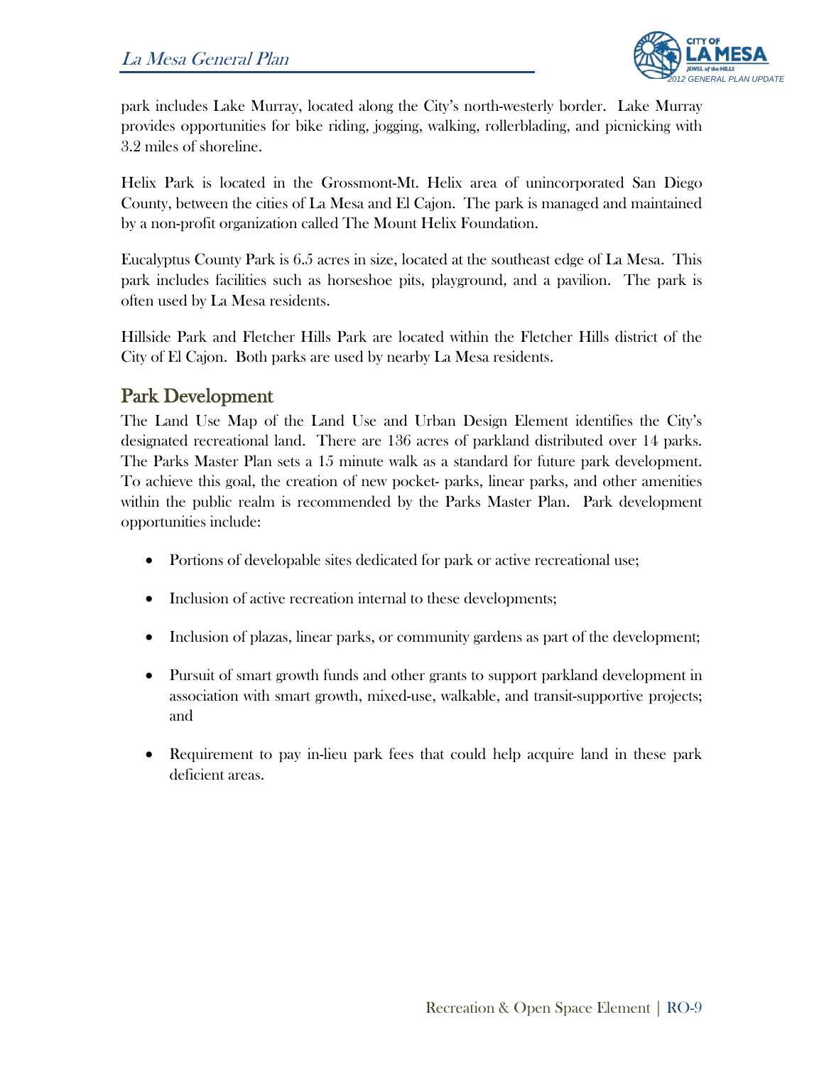park includes Lake Murray, located along the City's north-westerly border. Lake Murray provides opportunities for bike riding, jogging, walking, rollerblading, and picnicking with 3.2 miles of shoreline.

Helix Park is located in the Grossmont-Mt. Helix area of unincorporated San Diego County, between the cities of La Mesa and El Cajon. The park is managed and maintained by a non-profit organization called The Mount Helix Foundation.

Eucalyptus County Park is 6.5 acres in size, located at the southeast edge of La Mesa. This park includes facilities such as horseshoe pits, playground, and a pavilion. The park is often used by La Mesa residents.

Hillside Park and Fletcher Hills Park are located within the Fletcher Hills district of the City of El Cajon. Both parks are used by nearby La Mesa residents.

## Park Development

The Land Use Map of the Land Use and Urban Design Element identifies the City's designated recreational land. There are 136 acres of parkland distributed over 14 parks. The Parks Master Plan sets a 15 minute walk as a standard for future park development. To achieve this goal, the creation of new pocket- parks, linear parks, and other amenities within the public realm is recommended by the Parks Master Plan. Park development opportunities include:

- Portions of developable sites dedicated for park or active recreational use;
- Inclusion of active recreation internal to these developments;
- Inclusion of plazas, linear parks, or community gardens as part of the development;
- Pursuit of smart growth funds and other grants to support parkland development in association with smart growth, mixed-use, walkable, and transit-supportive projects; and
- Requirement to pay in-lieu park fees that could help acquire land in these park deficient areas.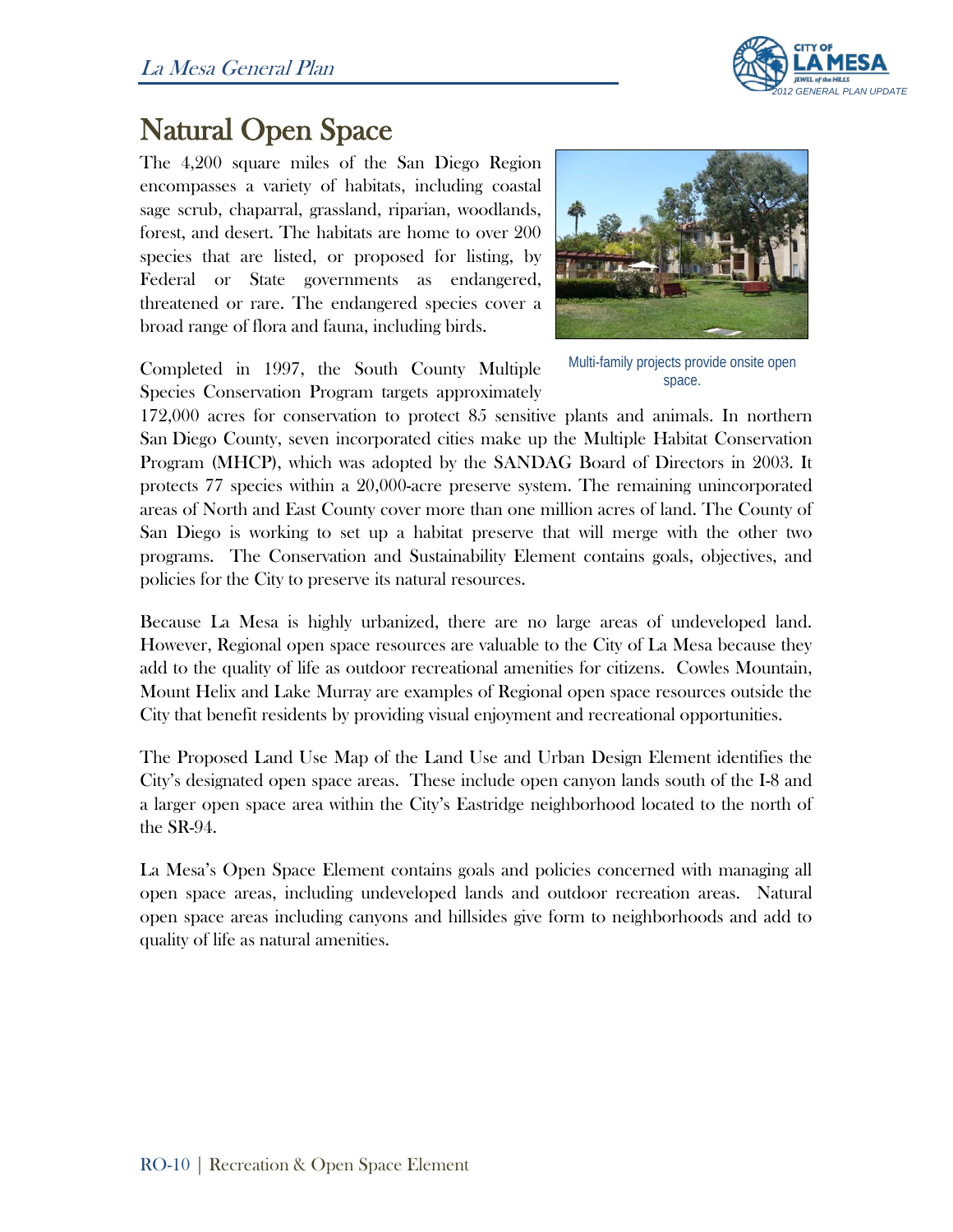# Natural Open Space

The 4,200 square miles of the San Diego Region encompasses a variety of habitats, including coastal sage scrub, chaparral, grassland, riparian, woodlands, forest, and desert. The habitats are home to over 200 species that are listed, or proposed for listing, by Federal or State governments as endangered, threatened or rare. The endangered species cover a broad range of flora and fauna, including birds.

Multi-family projects provide onsite open space.

Completed in 1997, the South County Multiple Species Conservation Program targets approximately 172,000 acres for conservation to protect 85 sensitive plants and animals. In northern San Diego County, seven incorporated cities make up the Multiple Habitat Conservation Program (MHCP), which was adopted by the SANDAG Board of Directors in 2003. It protects 77 species within a 20,000-acre preserve system. The remaining unincorporated areas of North and East County cover more than one million acres of land. The County of San Diego is working to set up a habitat preserve that will merge with the other two programs. The Conservation and Sustainability Element contains goals, objectives, and policies for the City to preserve its natural resources.

Because La Mesa is highly urbanized, there are no large areas of undeveloped land. However, Regional open space resources are valuable to the City of La Mesa because they add to the quality of life as outdoor recreational amenities for citizens. Cowles Mountain, Mount Helix and Lake Murray are examples of Regional open space resources outside the City that benefit residents by providing visual enjoyment and recreational opportunities.

The Proposed Land Use Map of the Land Use and Urban Design Element identifies the City's designated open space areas. These include open canyon lands south of the I-8 and a larger open space area within the City's Eastridge neighborhood located to the north of the SR-94.

La Mesa's Open Space Element contains goals and policies concerned with managing all open space areas, including undeveloped lands and outdoor recreation areas. Natural open space areas including canyons and hillsides give form to neighborhoods and add to quality of life as natural amenities.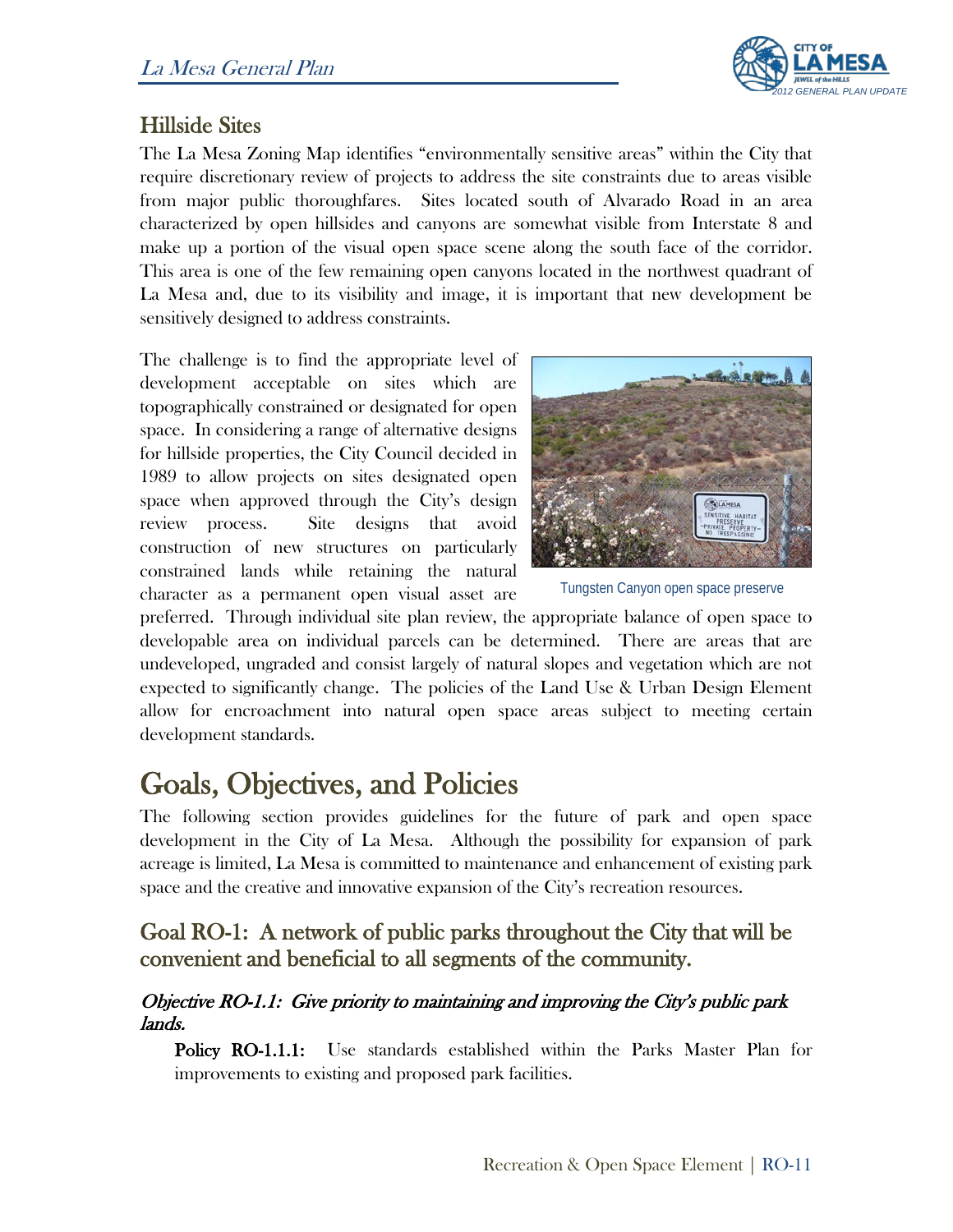## Hillside Sites

The La Mesa Zoning Map identifies "environmentally sensitive areas" within the City that require discretionary review of projects to address the site constraints due to areas visible from major public thoroughfares. Sites located south of Alvarado Road in an area characterized by open hillsides and canyons are somewhat visible from Interstate 8 and make up a portion of the visual open space scene along the south face of the corridor. This area is one of the few remaining open canyons located in the northwest quadrant of La Mesa and, due to its visibility and image, it is important that new development be sensitively designed to address constraints.

The challenge is to find the appropriate level of development acceptable on sites which are topographically constrained or designated for open space. In considering a range of alternative designs for hillside properties, the City Council decided in 1989 to allow projects on sites designated open space when approved through the City's design review process. Site designs that avoid construction of new structures on particularly constrained lands while retaining the natural character as a permanent open visual asset are preferred. Through individual site plan review, the appropriate balance of open space to developable area on individual parcels can be determined. There are areas that are undeveloped, ungraded and consist largely of natural slopes and vegetation which are not expected to significantly change. The policies of the Land Use & Urban Design Element allow for encroachment into natural open space areas subject to meeting certain development standards.

Tungsten Canyon open space preserve

# Goals, Objectives, and Policies

The following section provides guidelines for the future of park and open space development in the City of La Mesa. Although the possibility for expansion of park acreage is limited, La Mesa is committed to maintenance and enhancement of existing park space and the creative and innovative expansion of the City's recreation resources.

## Goal RO-1: A network of public parks throughout the City that will be convenient and beneficial to all segments of the community.

### *Objective RO-1.1: Give priority to maintaining and improving the City's public park lands.*

**Policy RO-1.1.1:** Use standards established within the Parks Master Plan for improvements to existing and proposed park facilities.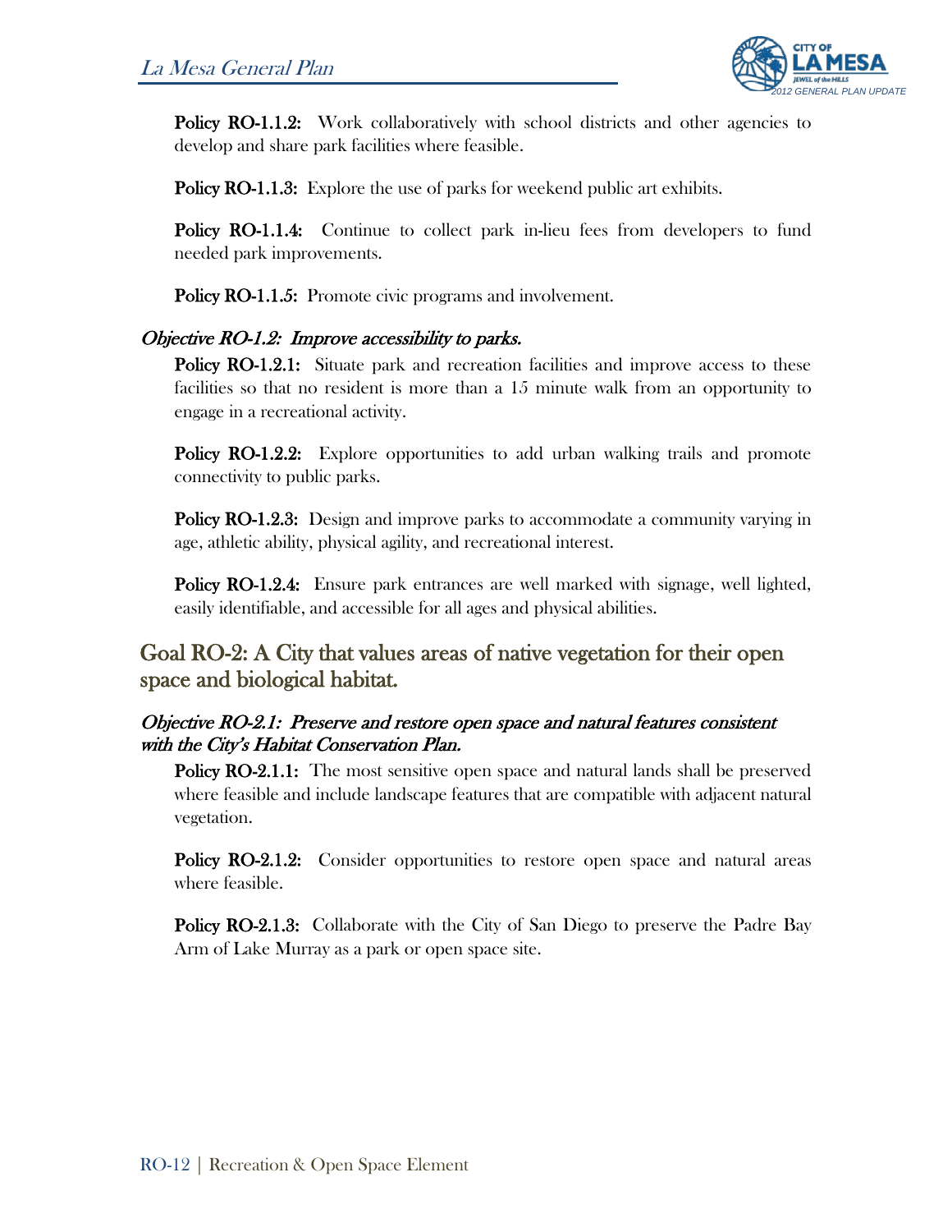**Policy RO-1.1.2:** Work collaboratively with school districts and other agencies to develop and share park facilities where feasible.

**Policy RO-1.1.3:** Explore the use of parks for weekend public art exhibits.

**Policy RO-1.1.4:** Continue to collect park in-lieu fees from developers to fund needed park improvements.

**Policy RO-1.1.5:** Promote civic programs and involvement.

### *Objective RO-1.2: Improve accessibility to parks.*

**Policy RO-1.2.1:** Situate park and recreation facilities and improve access to these facilities so that no resident is more than a 15 minute walk from an opportunity to engage in a recreational activity.

**Policy RO-1.2.2:** Explore opportunities to add urban walking trails and promote connectivity to public parks.

**Policy RO-1.2.3:** Design and improve parks to accommodate a community varying in age, athletic ability, physical agility, and recreational interest.

**Policy RO-1.2.4:** Ensure park entrances are well marked with signage, well lighted, easily identifiable, and accessible for all ages and physical abilities.

## Goal RO-2: A City that values areas of native vegetation for their open space and biological habitat.

### *Objective RO-2.1: Preserve and restore open space and natural features consistent with the City's Habitat Conservation Plan.*

**Policy RO-2.1.1:** The most sensitive open space and natural lands shall be preserved where feasible and include landscape features that are compatible with adjacent natural vegetation.

**Policy RO-2.1.2:** Consider opportunities to restore open space and natural areas where feasible.

**Policy RO-2.1.3:** Collaborate with the City of San Diego to preserve the Padre Bay Arm of Lake Murray as a park or open space site.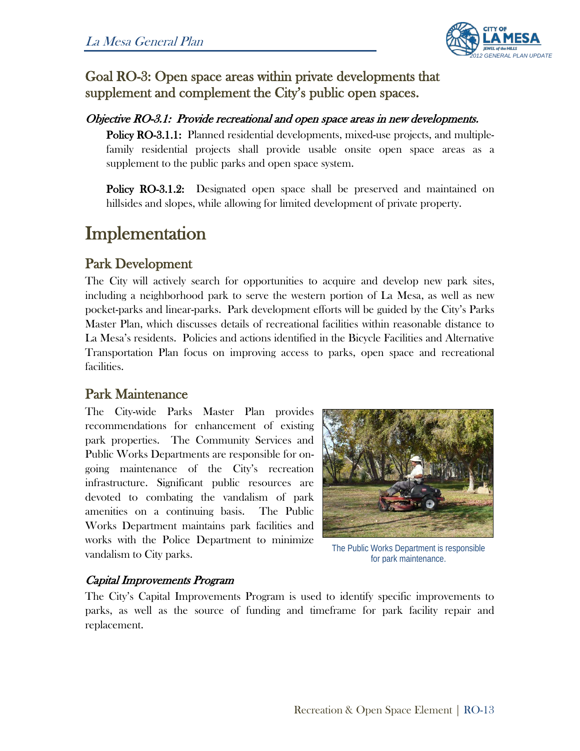## Goal RO-3: Open space areas within private developments that supplement and complement the City's public open spaces.

### *Objective RO-3.1: Provide recreational and open space areas in new developments.*

**Policy RO-3.1.1:** Planned residential developments, mixed-use projects, and multiple-family residential projects shall provide usable onsite open space areas as a supplement to the public parks and open space system.

**Policy RO-3.1.2:** Designated open space shall be preserved and maintained on hillsides and slopes, while allowing for limited development of private property.

# Implementation

## Park Development

The City will actively search for opportunities to acquire and develop new park sites, including a neighborhood park to serve the western portion of La Mesa, as well as new pocket-parks and linear-parks. Park development efforts will be guided by the City's Parks Master Plan, which discusses details of recreational facilities within reasonable distance to La Mesa's residents. Policies and actions identified in the Bicycle Facilities and Alternative Transportation Plan focus on improving access to parks, open space and recreational facilities.

## Park Maintenance

The City-wide Parks Master Plan provides recommendations for enhancement of existing park properties. The Community Services and Public Works Departments are responsible for on-going maintenance of the City's recreation infrastructure. Significant public resources are devoted to combating the vandalism of park amenities on a continuing basis. The Public Works Department maintains park facilities and works with the Police Department to minimize vandalism to City parks.

The Public Works Department is responsible for park maintenance.

### *Capital Improvements Program*

The City's Capital Improvements Program is used to identify specific improvements to parks, as well as the source of funding and timeframe for park facility repair and replacement.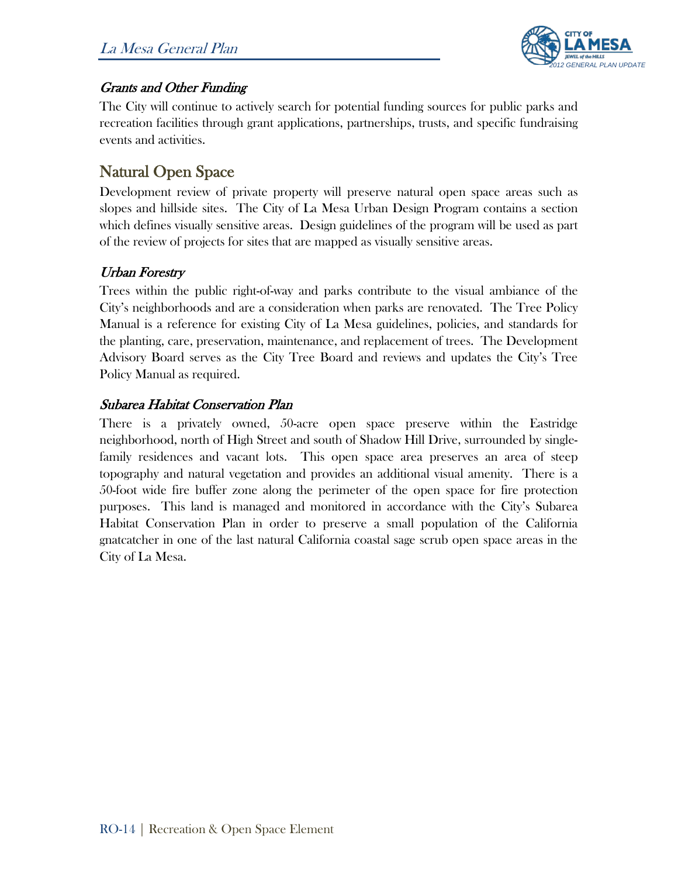### *Grants and Other Funding*

The City will continue to actively search for potential funding sources for public parks and recreation facilities through grant applications, partnerships, trusts, and specific fundraising events and activities.

## Natural Open Space

Development review of private property will preserve natural open space areas such as slopes and hillside sites. The City of La Mesa Urban Design Program contains a section which defines visually sensitive areas. Design guidelines of the program will be used as part of the review of projects for sites that are mapped as visually sensitive areas.

### *Urban Forestry*

Trees within the public right-of-way and parks contribute to the visual ambiance of the City's neighborhoods and are a consideration when parks are renovated. The Tree Policy Manual is a reference for existing City of La Mesa guidelines, policies, and standards for the planting, care, preservation, maintenance, and replacement of trees. The Development Advisory Board serves as the City Tree Board and reviews and updates the City's Tree Policy Manual as required.

### *Subarea Habitat Conservation Plan*

There is a privately owned, 50-acre open space preserve within the Eastridge neighborhood, north of High Street and south of Shadow Hill Drive, surrounded by single-family residences and vacant lots. This open space area preserves an area of steep topography and natural vegetation and provides an additional visual amenity. There is a 50-foot wide fire buffer zone along the perimeter of the open space for fire protection purposes. This land is managed and monitored in accordance with the City's Subarea Habitat Conservation Plan in order to preserve a small population of the California gnatcatcher in one of the last natural California coastal sage scrub open space areas in the City of La Mesa.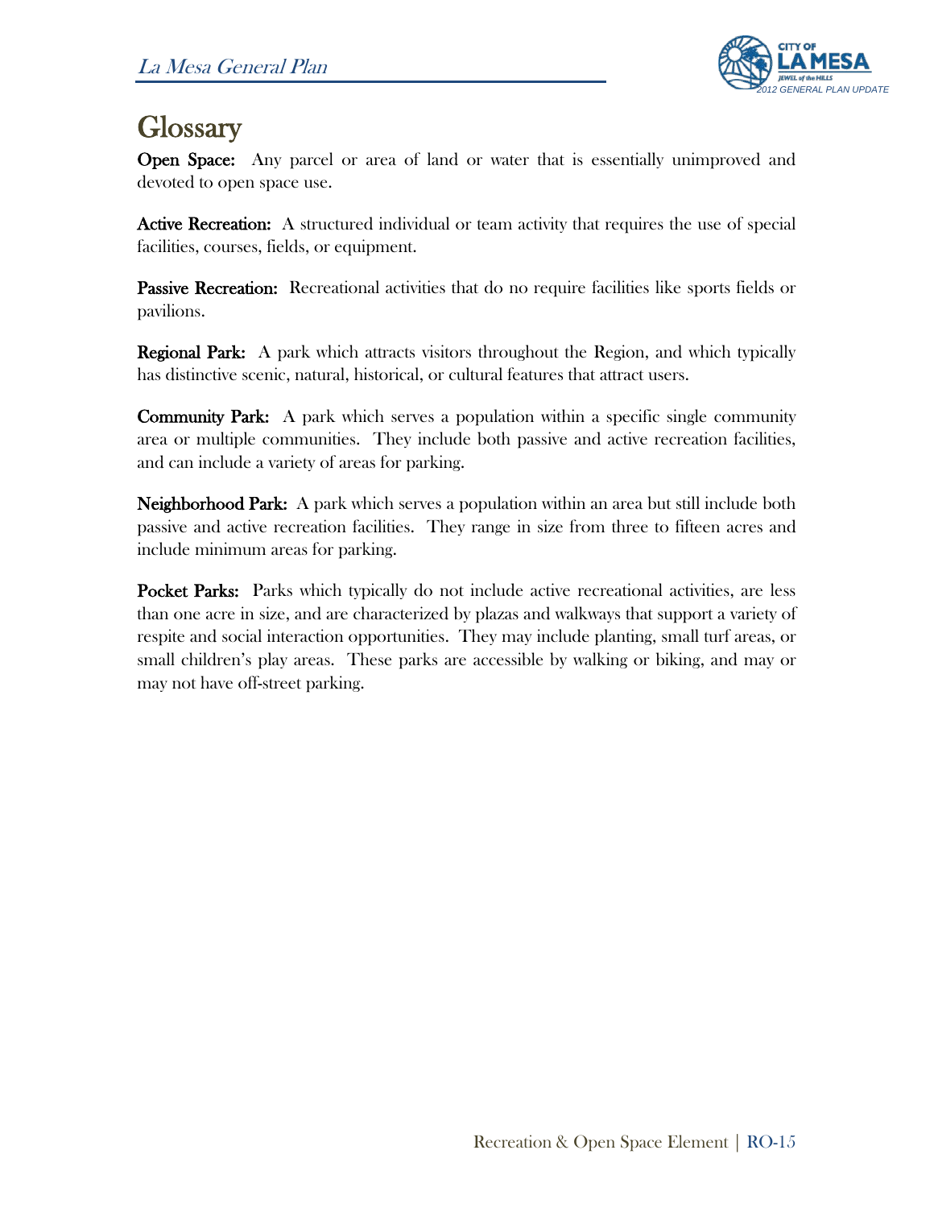# Glossary

**Open Space:** Any parcel or area of land or water that is essentially unimproved and devoted to open space use.

**Active Recreation:** A structured individual or team activity that requires the use of special facilities, courses, fields, or equipment.

**Passive Recreation:** Recreational activities that do no require facilities like sports fields or pavilions.

**Regional Park:** A park which attracts visitors throughout the Region, and which typically has distinctive scenic, natural, historical, or cultural features that attract users.

**Community Park:** A park which serves a population within a specific single community area or multiple communities. They include both passive and active recreation facilities, and can include a variety of areas for parking.

**Neighborhood Park:** A park which serves a population within an area but still include both passive and active recreation facilities. They range in size from three to fifteen acres and include minimum areas for parking.

**Pocket Parks:** Parks which typically do not include active recreational activities, are less than one acre in size, and are characterized by plazas and walkways that support a variety of respite and social interaction opportunities. They may include planting, small turf areas, or small children's play areas. These parks are accessible by walking or biking, and may or may not have off-street parking.